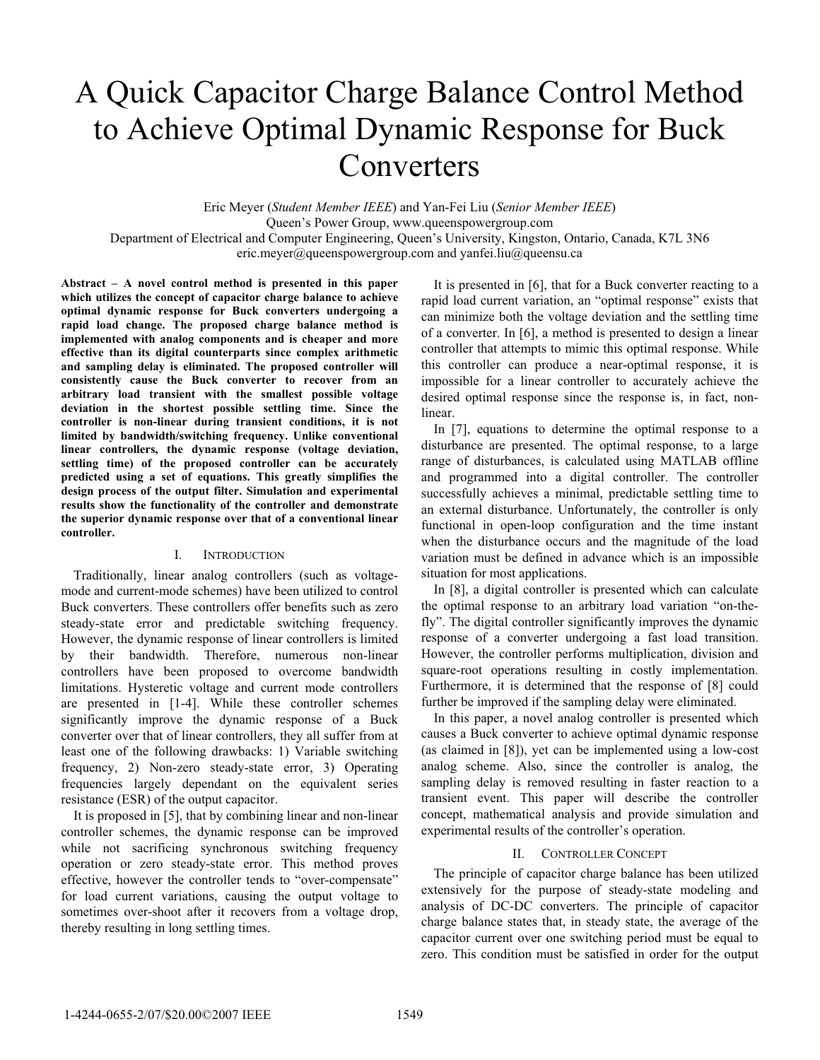# A Quick Capacitor Charge Balance Control Method to Achieve Optimal Dynamic Response for Buck Converters

Eric Meyer (*Student Member IEEE*) and Yan-Fei Liu (*Senior Member IEEE*)
Queen's Power Group, www.queenspowergroup.com
Department of Electrical and Computer Engineering, Queen's University, Kingston, Ontario, Canada, K7L 3N6
eric.meyer@queenspowergroup.com and yanfei.liu@queensu.ca

**Abstract – A novel control method is presented in this paper which utilizes the concept of capacitor charge balance to achieve optimal dynamic response for Buck converters undergoing a rapid load change. The proposed charge balance method is implemented with analog components and is cheaper and more effective than its digital counterparts since complex arithmetic and sampling delay is eliminated. The proposed controller will consistently cause the Buck converter to recover from an arbitrary load transient with the smallest possible voltage deviation in the shortest possible settling time. Since the controller is non-linear during transient conditions, it is not limited by bandwidth/switching frequency. Unlike conventional linear controllers, the dynamic response (voltage deviation, settling time) of the proposed controller can be accurately predicted using a set of equations. This greatly simplifies the design process of the output filter. Simulation and experimental results show the functionality of the controller and demonstrate the superior dynamic response over that of a conventional linear controller.**

## I. Introduction

Traditionally, linear analog controllers (such as voltage-mode and current-mode schemes) have been utilized to control Buck converters. These controllers offer benefits such as zero steady-state error and predictable switching frequency. However, the dynamic response of linear controllers is limited by their bandwidth. Therefore, numerous non-linear controllers have been proposed to overcome bandwidth limitations. Hysteretic voltage and current mode controllers are presented in [1-4]. While these controller schemes significantly improve the dynamic response of a Buck converter over that of linear controllers, they all suffer from at least one of the following drawbacks: 1) Variable switching frequency, 2) Non-zero steady-state error, 3) Operating frequencies largely dependant on the equivalent series resistance (ESR) of the output capacitor.

It is proposed in [5], that by combining linear and non-linear controller schemes, the dynamic response can be improved while not sacrificing synchronous switching frequency operation or zero steady-state error. This method proves effective, however the controller tends to "over-compensate" for load current variations, causing the output voltage to sometimes over-shoot after it recovers from a voltage drop, thereby resulting in long settling times.

It is presented in [6], that for a Buck converter reacting to a rapid load current variation, an "optimal response" exists that can minimize both the voltage deviation and the settling time of a converter. In [6], a method is presented to design a linear controller that attempts to mimic this optimal response. While this controller can produce a near-optimal response, it is impossible for a linear controller to accurately achieve the desired optimal response since the response is, in fact, non-linear.

In [7], equations to determine the optimal response to a disturbance are presented. The optimal response, to a large range of disturbances, is calculated using MATLAB offline and programmed into a digital controller. The controller successfully achieves a minimal, predictable settling time to an external disturbance. Unfortunately, the controller is only functional in open-loop configuration and the time instant when the disturbance occurs and the magnitude of the load variation must be defined in advance which is an impossible situation for most applications.

In [8], a digital controller is presented which can calculate the optimal response to an arbitrary load variation "on-the-fly". The digital controller significantly improves the dynamic response of a converter undergoing a fast load transition. However, the controller performs multiplication, division and square-root operations resulting in costly implementation. Furthermore, it is determined that the response of [8] could further be improved if the sampling delay were eliminated.

In this paper, a novel analog controller is presented which causes a Buck converter to achieve optimal dynamic response (as claimed in [8]), yet can be implemented using a low-cost analog scheme. Also, since the controller is analog, the sampling delay is removed resulting in faster reaction to a transient event. This paper will describe the controller concept, mathematical analysis and provide simulation and experimental results of the controller's operation.

## II. Controller Concept

The principle of capacitor charge balance has been utilized extensively for the purpose of steady-state modeling and analysis of DC-DC converters. The principle of capacitor charge balance states that, in steady state, the average of the capacitor current over one switching period must be equal to zero. This condition must be satisfied in order for the output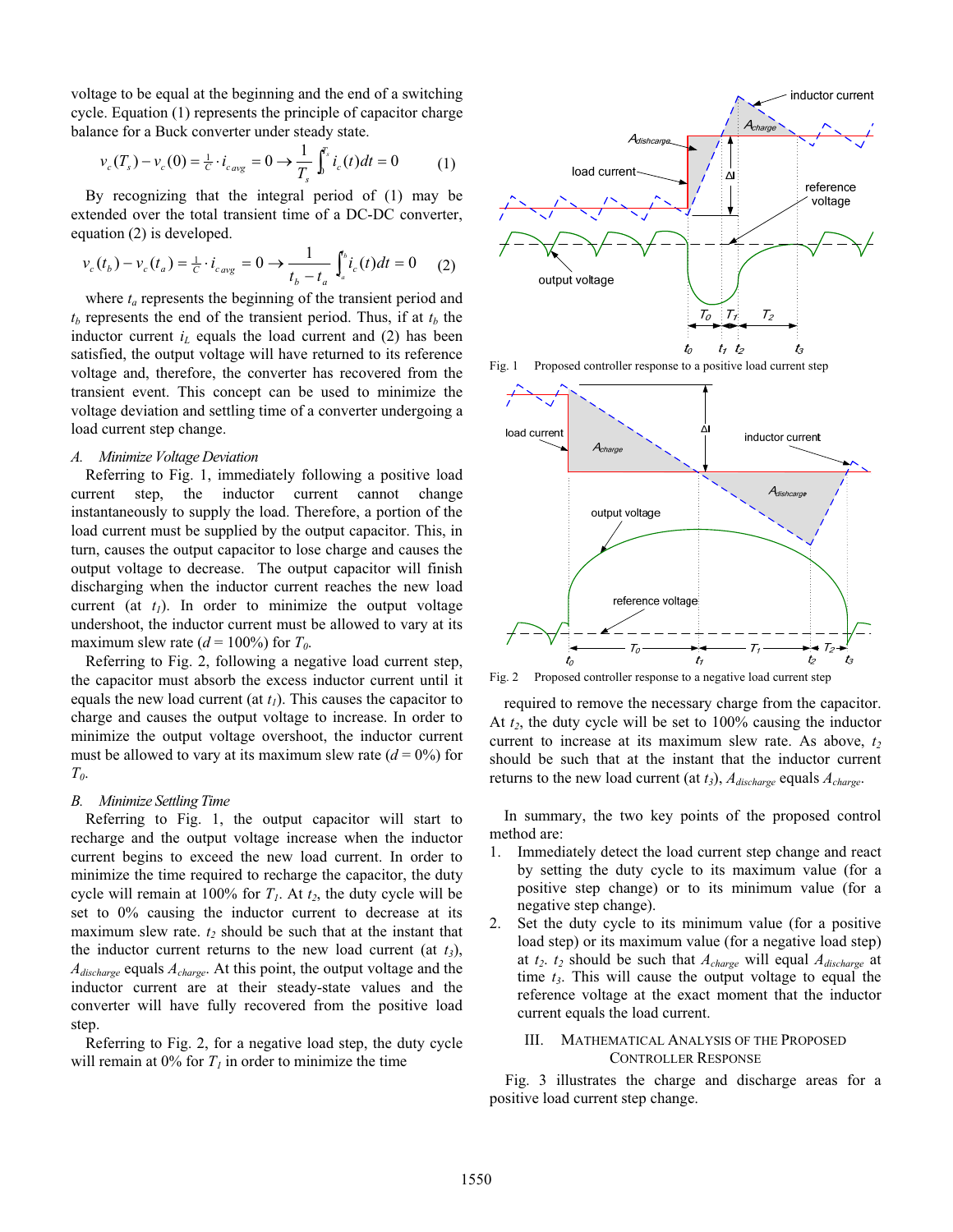voltage to be equal at the beginning and the end of a switching cycle. Equation (1) represents the principle of capacitor charge balance for a Buck converter under steady state.

$$v_c(T_s) - v_c(0) = \tfrac{1}{C} \cdot i_{c\,avg} = 0 \rightarrow \frac{1}{T_s}\int_0^{T_s} i_c(t)dt = 0 \qquad (1)$$

By recognizing that the integral period of (1) may be extended over the total transient time of a DC-DC converter, equation (2) is developed.

$$v_c(t_b) - v_c(t_a) = \tfrac{1}{C} \cdot i_{c\,avg} = 0 \rightarrow \frac{1}{t_b - t_a}\int_{t_a}^{t_b} i_c(t)dt = 0 \qquad (2)$$

where $t_a$ represents the beginning of the transient period and $t_b$ represents the end of the transient period. Thus, if at $t_b$ the inductor current $i_L$ equals the load current and (2) has been satisfied, the output voltage will have returned to its reference voltage and, therefore, the converter has recovered from the transient event. This concept can be used to minimize the voltage deviation and settling time of a converter undergoing a load current step change.

### *A. Minimize Voltage Deviation*

Referring to Fig. 1, immediately following a positive load current step, the inductor current cannot change instantaneously to supply the load. Therefore, a portion of the load current must be supplied by the output capacitor. This, in turn, causes the output capacitor to lose charge and causes the output voltage to decrease. The output capacitor will finish discharging when the inductor current reaches the new load current (at $t_1$). In order to minimize the output voltage undershoot, the inductor current must be allowed to vary at its maximum slew rate ($d$ = 100%) for $T_0$.

Referring to Fig. 2, following a negative load current step, the capacitor must absorb the excess inductor current until it equals the new load current (at $t_1$). This causes the capacitor to charge and causes the output voltage to increase. In order to minimize the output voltage overshoot, the inductor current must be allowed to vary at its maximum slew rate ($d$ = 0%) for $T_0$.

### *B. Minimize Settling Time*

Referring to Fig. 1, the output capacitor will start to recharge and the output voltage increase when the inductor current begins to exceed the new load current. In order to minimize the time required to recharge the capacitor, the duty cycle will remain at 100% for $T_1$. At $t_2$, the duty cycle will be set to 0% causing the inductor current to decrease at its maximum slew rate. $t_2$ should be such that at the instant that the inductor current returns to the new load current (at $t_3$), $A_{discharge}$ equals $A_{charge}$. At this point, the output voltage and the inductor current are at their steady-state values and the converter will have fully recovered from the positive load step.

Referring to Fig. 2, for a negative load step, the duty cycle will remain at 0% for $T_1$ in order to minimize the time required to remove the necessary charge from the capacitor. At $t_2$, the duty cycle will be set to 100% causing the inductor current to increase at its maximum slew rate. As above, $t_2$ should be such that at the instant that the inductor current returns to the new load current (at $t_3$), $A_{discharge}$ equals $A_{charge}$.

Fig. 1 Proposed controller response to a positive load current step

Fig. 2 Proposed controller response to a negative load current step

In summary, the two key points of the proposed control method are:

1. Immediately detect the load current step change and react by setting the duty cycle to its maximum value (for a positive step change) or to its minimum value (for a negative step change).
2. Set the duty cycle to its minimum value (for a positive load step) or its maximum value (for a negative load step) at $t_2$. $t_2$ should be such that $A_{charge}$ will equal $A_{discharge}$ at time $t_3$. This will cause the output voltage to equal the reference voltage at the exact moment that the inductor current equals the load current.

## III. Mathematical Analysis of the Proposed Controller Response

Fig. 3 illustrates the charge and discharge areas for a positive load current step change.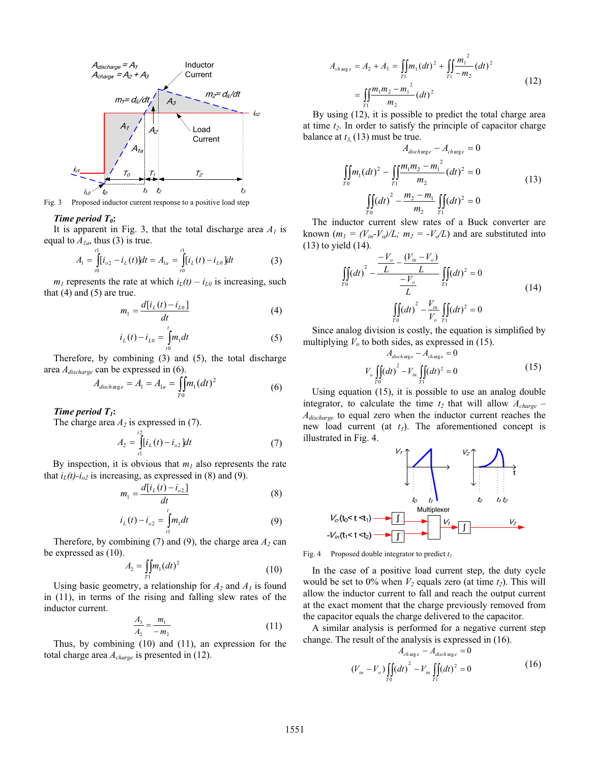Fig. 3 Proposed inductor current response to a positive load step

***Time period $T_0$:***

It is apparent in Fig. 3, that the total discharge area $A_1$ is equal to $A_{1a}$, thus (3) is true.

$$A_1 = \int_{t0}^{t1}[i_{o2} - i_L(t)]dt = A_{1a} = \int_{t0}^{t1}[i_L(t) - i_{L0}]dt \tag{3}$$

$m_1$ represents the rate at which $i_L(t) - i_{L0}$ is increasing, such that (4) and (5) are true.

$$m_1 = \frac{d[i_L(t) - i_{L0}]}{dt} \tag{4}$$

$$i_L(t) - i_{L0} = \int_{t0}^{t} m_1 dt \tag{5}$$

Therefore, by combining (3) and (5), the total discharge area $A_{discharge}$ can be expressed in (6).

$$A_{discharge} = A_1 = A_{1a} = \iint_{T0} m_1 (dt)^2 \tag{6}$$

***Time period $T_1$:***

The charge area $A_2$ is expressed in (7).

$$A_2 = \int_{t1}^{t2}[i_L(t) - i_{o2}]dt \tag{7}$$

By inspection, it is obvious that $m_1$ also represents the rate that $i_L(t)$-$i_{o2}$ is increasing, as expressed in (8) and (9).

$$m_1 = \frac{d[i_L(t) - i_{o2}]}{dt} \tag{8}$$

$$i_L(t) - i_{o2} = \int_{t1}^{t} m_1 dt \tag{9}$$

Therefore, by combining (7) and (9), the charge area $A_2$ can be expressed as (10).

$$A_2 = \iint_{T1} m_1 (dt)^2 \tag{10}$$

Using basic geometry, a relationship for $A_2$ and $A_3$ is found in (11), in terms of the rising and falling slew rates of the inductor current.

$$\frac{A_3}{A_2} = \frac{m_1}{-m_2} \tag{11}$$

Thus, by combining (10) and (11), an expression for the total charge area $A_{charge}$ is presented in (12).

$$\begin{aligned} A_{charge} &= A_2 + A_3 = \iint_{T1} m_1 (dt)^2 + \iint_{T1} \frac{m_1^2}{-m_2}(dt)^2 \\ &= \iint_{T1} \frac{m_1 m_2 - m_1^2}{m_2}(dt)^2 \end{aligned} \tag{12}$$

By using (12), it is possible to predict the total charge area at time $t_2$. In order to satisfy the principle of capacitor charge balance at $t_3$, (13) must be true.

$$\begin{aligned} A_{discharge} - A_{charge} &= 0 \\ \iint_{T0} m_1 (dt)^2 - \iint_{T1} \frac{m_1 m_2 - m_1^2}{m_2}(dt)^2 &= 0 \\ \iint_{T0}(dt)^2 - \frac{m_2 - m_1}{m_2}\iint_{T1}(dt)^2 &= 0 \end{aligned} \tag{13}$$

The inductor current slew rates of a Buck converter are known ($m_1 = (V_{in}$-$V_o)/L$; $m_2 = -V_o/L$) and are substituted into (13) to yield (14).

$$\begin{aligned} \iint_{T0}(dt)^2 - \frac{\frac{-V_o}{L} - \frac{(V_{in} - V_o)}{L}}{\frac{-V_o}{L}}\iint_{T1}(dt)^2 &= 0 \\ \iint_{T0}(dt)^2 - \frac{V_{in}}{V_o}\iint_{T1}(dt)^2 &= 0 \end{aligned} \tag{14}$$

Since analog division is costly, the equation is simplified by multiplying $V_o$ to both sides, as expressed in (15).

$$\begin{aligned} A_{discharge} - A_{charge} &= 0 \\ V_o\iint_{T0}(dt)^2 - V_{in}\iint_{T1}(dt)^2 &= 0 \end{aligned} \tag{15}$$

Using equation (15), it is possible to use an analog double integrator, to calculate the time $t_2$ that will allow $A_{charge}$ – $A_{discharge}$ to equal zero when the inductor current reaches the new load current (at $t_3$). The aforementioned concept is illustrated in Fig. 4.

Fig. 4 Proposed double integrator to predict $t_2$

In the case of a positive load current step, the duty cycle would be set to 0% when $V_2$ equals zero (at time $t_2$). This will allow the inductor current to fall and reach the output current at the exact moment that the charge previously removed from the capacitor equals the charge delivered to the capacitor.

A similar analysis is performed for a negative current step change. The result of the analysis is expressed in (16).

$$\begin{aligned} A_{charge} - A_{discharge} &= 0 \\ (V_{in} - V_o)\iint_{T0}(dt)^2 - V_{in}\iint_{T1}(dt)^2 &= 0 \end{aligned} \tag{16}$$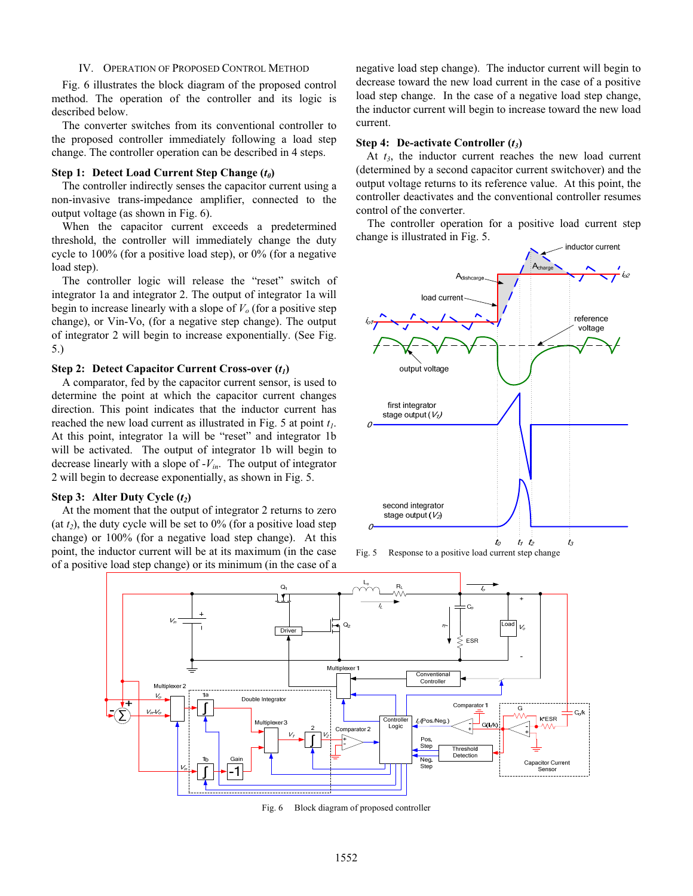## IV. Operation of Proposed Control Method

Fig. 6 illustrates the block diagram of the proposed control method. The operation of the controller and its logic is described below.

The converter switches from its conventional controller to the proposed controller immediately following a load step change. The controller operation can be described in 4 steps.

### Step 1: Detect Load Current Step Change ($t_0$)

The controller indirectly senses the capacitor current using a non-invasive trans-impedance amplifier, connected to the output voltage (as shown in Fig. 6).

When the capacitor current exceeds a predetermined threshold, the controller will immediately change the duty cycle to 100% (for a positive load step), or 0% (for a negative load step).

The controller logic will release the "reset" switch of integrator 1a and integrator 2. The output of integrator 1a will begin to increase linearly with a slope of $V_o$ (for a positive step change), or Vin-Vo, (for a negative step change). The output of integrator 2 will begin to increase exponentially. (See Fig. 5.)

### Step 2: Detect Capacitor Current Cross-over ($t_1$)

A comparator, fed by the capacitor current sensor, is used to determine the point at which the capacitor current changes direction. This point indicates that the inductor current has reached the new load current as illustrated in Fig. 5 at point $t_1$. At this point, integrator 1a will be "reset" and integrator 1b will be activated. The output of integrator 1b will begin to decrease linearly with a slope of $-V_{in}$. The output of integrator 2 will begin to decrease exponentially, as shown in Fig. 5.

### Step 3: Alter Duty Cycle ($t_2$)

At the moment that the output of integrator 2 returns to zero (at $t_2$), the duty cycle will be set to 0% (for a positive load step change) or 100% (for a negative load step change). At this point, the inductor current will be at its maximum (in the case of a positive load step change) or its minimum (in the case of a negative load step change). The inductor current will begin to decrease toward the new load current in the case of a positive load step change. In the case of a negative load step change, the inductor current will begin to increase toward the new load current.

### Step 4: De-activate Controller ($t_3$)

At $t_3$, the inductor current reaches the new load current (determined by a second capacitor current switchover) and the output voltage returns to its reference value. At this point, the controller deactivates and the conventional controller resumes control of the converter.

The controller operation for a positive load current step change is illustrated in Fig. 5.

Fig. 5 Response to a positive load current step change

Fig. 6 Block diagram of proposed controller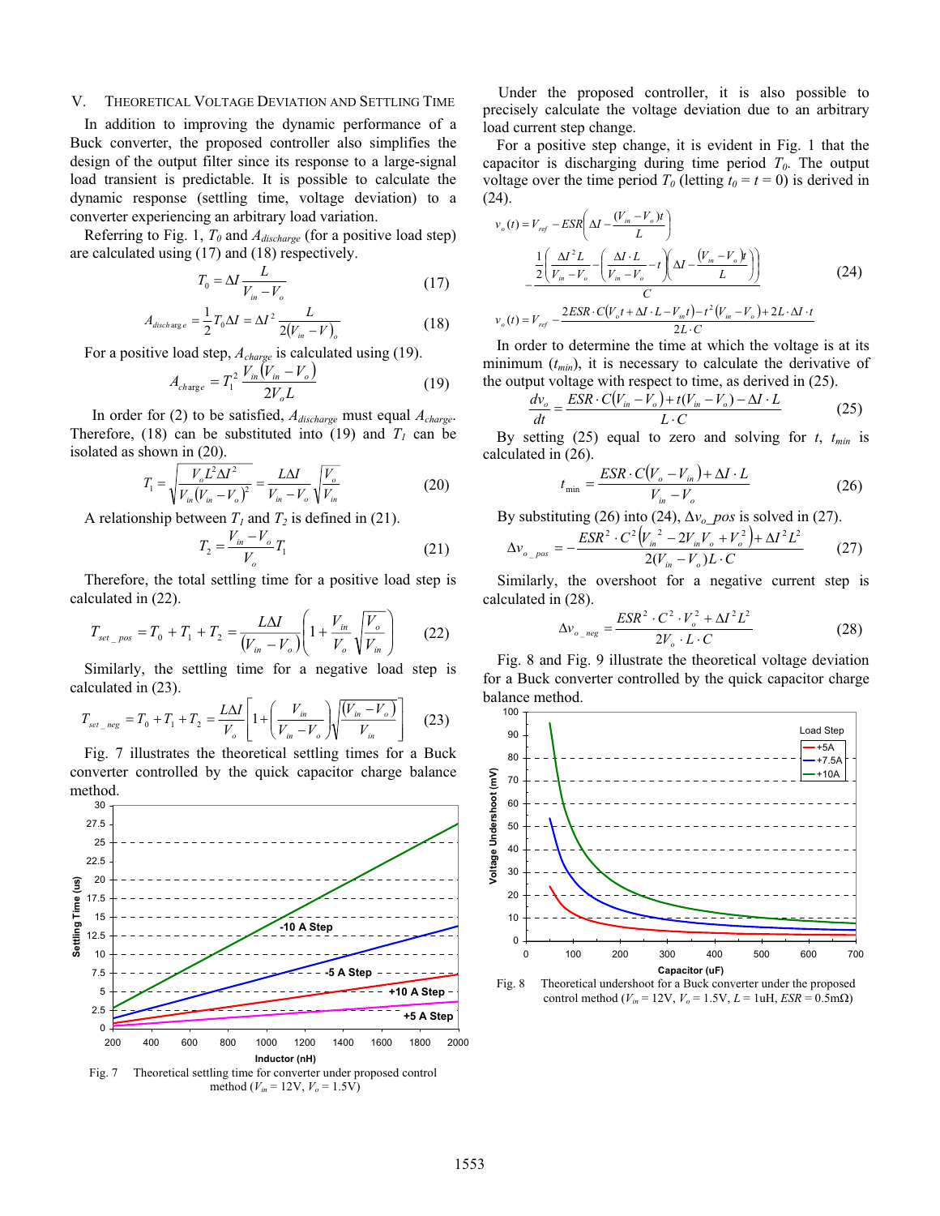## V. Theoretical Voltage Deviation and Settling Time

In addition to improving the dynamic performance of a Buck converter, the proposed controller also simplifies the design of the output filter since its response to a large-signal load transient is predictable. It is possible to calculate the dynamic response (settling time, voltage deviation) to a converter experiencing an arbitrary load variation.

Referring to Fig. 1, $T_0$ and $A_{discharge}$ (for a positive load step) are calculated using (17) and (18) respectively.

$$T_0 = \Delta I \frac{L}{V_{in} - V_o} \tag{17}$$

$$A_{discharge} = \frac{1}{2} T_0 \Delta I = \Delta I^2 \frac{L}{2(V_{in} - V)_o} \tag{18}$$

For a positive load step, $A_{charge}$ is calculated using (19).

$$A_{charge} = T_1^2 \frac{V_{in}(V_{in} - V_o)}{2V_o L} \tag{19}$$

In order for (2) to be satisfied, $A_{discharge}$ must equal $A_{charge}$. Therefore, (18) can be substituted into (19) and $T_1$ can be isolated as shown in (20).

$$T_1 = \sqrt{\frac{V_o L^2 \Delta I^2}{V_{in}(V_{in} - V_o)^2}} = \frac{L\Delta I}{V_{in} - V_o}\sqrt{\frac{V_o}{V_{in}}} \tag{20}$$

A relationship between $T_1$ and $T_2$ is defined in (21).

$$T_2 = \frac{V_{in} - V_o}{V_o} T_1 \tag{21}$$

Therefore, the total settling time for a positive load step is calculated in (22).

$$T_{set\_pos} = T_0 + T_1 + T_2 = \frac{L\Delta I}{(V_{in} - V_o)}\left(1 + \frac{V_{in}}{V_o}\sqrt{\frac{V_o}{V_{in}}}\right) \tag{22}$$

Similarly, the settling time for a negative load step is calculated in (23).

$$T_{set\_neg} = T_0 + T_1 + T_2 = \frac{L\Delta I}{V_o}\left[1 + \left(\frac{V_{in}}{V_{in} - V_o}\right)\sqrt{\frac{(V_{in} - V_o)}{V_{in}}}\right] \tag{23}$$

Fig. 7 illustrates the theoretical settling times for a Buck converter controlled by the quick capacitor charge balance method.

Fig. 7 Theoretical settling time for converter under proposed control method ($V_{in}$ = 12V, $V_o$ = 1.5V)

Under the proposed controller, it is also possible to precisely calculate the voltage deviation due to an arbitrary load current step change.

For a positive step change, it is evident in Fig. 1 that the capacitor is discharging during time period $T_0$. The output voltage over the time period $T_0$ (letting $t_0 = t = 0$) is derived in (24).

$$v_o(t) = V_{ref} - ESR\left(\Delta I - \frac{(V_{in} - V_o)t}{L}\right) - \frac{\frac{1}{2}\left(\frac{\Delta I^2 L}{V_{in} - V_o} - \left(\frac{\Delta I \cdot L}{V_{in} - V_o} - t\right)\left(\Delta I - \frac{(V_{in} - V_o)t}{L}\right)\right)}{C}$$

$$v_o(t) = V_{ref} - \frac{2ESR \cdot C(V_o t + \Delta I \cdot L - V_{in} t) - t^2(V_{in} - V_o) + 2L \cdot \Delta I \cdot t}{2L \cdot C} \tag{24}$$

In order to determine the time at which the voltage is at its minimum ($t_{min}$), it is necessary to calculate the derivative of the output voltage with respect to time, as derived in (25).

$$\frac{dv_o}{dt} = \frac{ESR \cdot C(V_{in} - V_o) + t(V_{in} - V_o) - \Delta I \cdot L}{L \cdot C} \tag{25}$$

By setting (25) equal to zero and solving for $t$, $t_{min}$ is calculated in (26).

$$t_{\min} = \frac{ESR \cdot C(V_o - V_{in}) + \Delta I \cdot L}{V_{in} - V_o} \tag{26}$$

By substituting (26) into (24), $\Delta v_{o\_pos}$ is solved in (27).

$$\Delta v_{o\_pos} = -\frac{ESR^2 \cdot C^2(V_{in}^2 - 2V_{in}V_o + V_o^2) + \Delta I^2 L^2}{2(V_{in} - V_o)L \cdot C} \tag{27}$$

Similarly, the overshoot for a negative current step is calculated in (28).

$$\Delta v_{o\_neg} = \frac{ESR^2 \cdot C^2 \cdot V_o^2 + \Delta I^2 L^2}{2V_o \cdot L \cdot C} \tag{28}$$

Fig. 8 and Fig. 9 illustrate the theoretical voltage deviation for a Buck converter controlled by the quick capacitor charge balance method.

Fig. 8 Theoretical undershoot for a Buck converter under the proposed control method ($V_{in}$ = 12V, $V_o$ = 1.5V, $L$ = 1uH, $ESR$ = 0.5mΩ)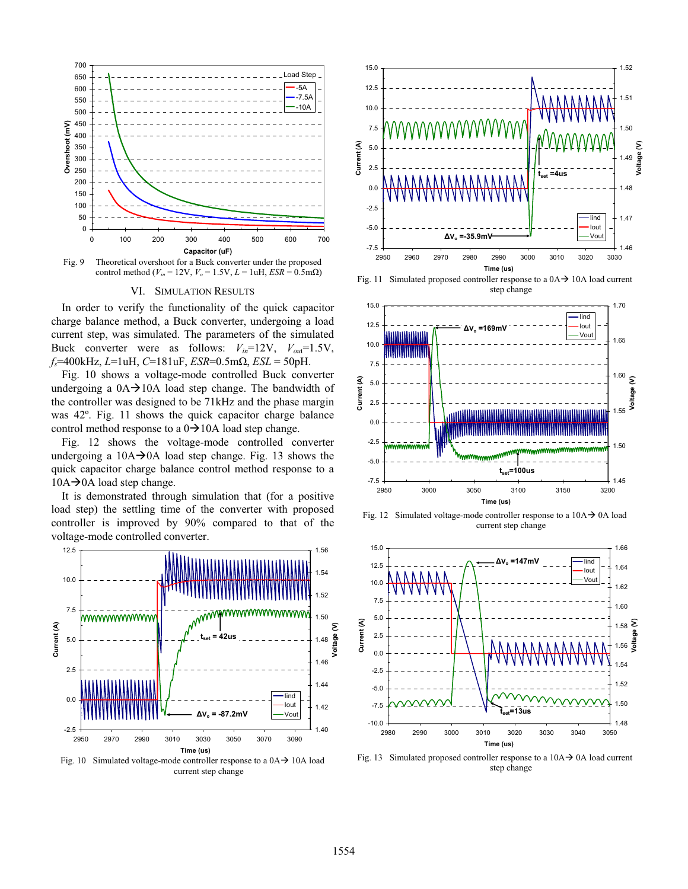Fig. 9 Theoretical overshoot for a Buck converter under the proposed control method ($V_{in}$ = 12V, $V_o$ = 1.5V, $L$ = 1uH, $ESR$ = 0.5mΩ)

## VI. Simulation Results

In order to verify the functionality of the quick capacitor charge balance method, a Buck converter, undergoing a load current step, was simulated. The parameters of the simulated Buck converter were as follows: $V_{in}$=12V, $V_{out}$=1.5V, $f_s$=400kHz, $L$=1uH, $C$=181uF, $ESR$=0.5mΩ, $ESL$ = 50pH.

Fig. 10 shows a voltage-mode controlled Buck converter undergoing a 0A→10A load step change. The bandwidth of the controller was designed to be 71kHz and the phase margin was 42º. Fig. 11 shows the quick capacitor charge balance control method response to a 0→10A load step change.

Fig. 12 shows the voltage-mode controlled converter undergoing a 10A→0A load step change. Fig. 13 shows the quick capacitor charge balance control method response to a 10A→0A load step change.

It is demonstrated through simulation that (for a positive load step) the settling time of the converter with proposed controller is improved by 90% compared to that of the voltage-mode controlled converter.

Fig. 10 Simulated voltage-mode controller response to a 0A→ 10A load current step change

Fig. 11 Simulated proposed controller response to a 0A→ 10A load current step change

Fig. 12 Simulated voltage-mode controller response to a 10A→ 0A load current step change

Fig. 13 Simulated proposed controller response to a 10A→ 0A load current step change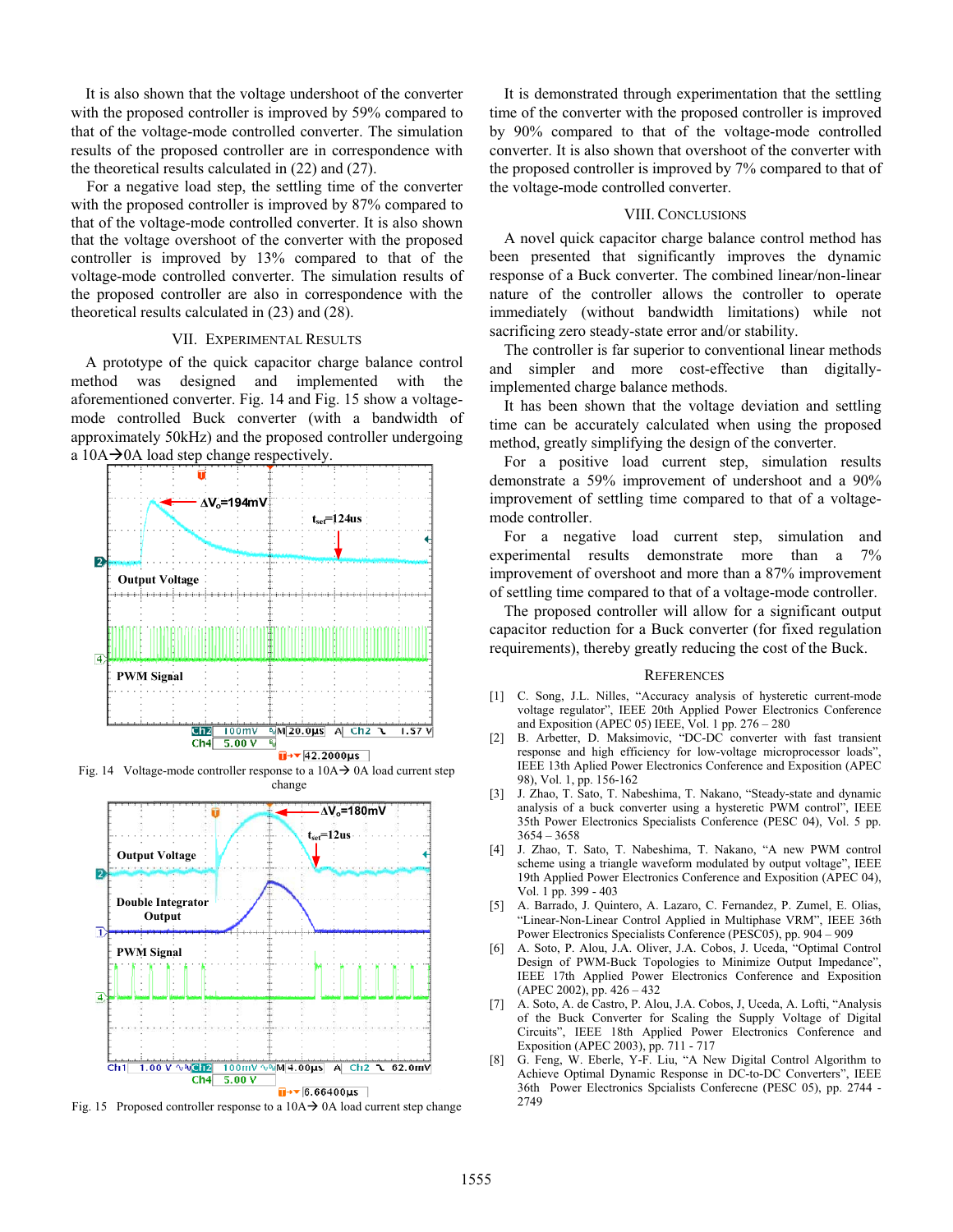It is also shown that the voltage undershoot of the converter with the proposed controller is improved by 59% compared to that of the voltage-mode controlled converter. The simulation results of the proposed controller are in correspondence with the theoretical results calculated in (22) and (27).

For a negative load step, the settling time of the converter with the proposed controller is improved by 87% compared to that of the voltage-mode controlled converter. It is also shown that the voltage overshoot of the converter with the proposed controller is improved by 13% compared to that of the voltage-mode controlled converter. The simulation results of the proposed controller are also in correspondence with the theoretical results calculated in (23) and (28).

## VII. Experimental Results

A prototype of the quick capacitor charge balance control method was designed and implemented with the aforementioned converter. Fig. 14 and Fig. 15 show a voltage-mode controlled Buck converter (with a bandwidth of approximately 50kHz) and the proposed controller undergoing a 10A→0A load step change respectively.

$\Delta V_o$=194mV

$t_{set}$=124us

Output Voltage

PWM Signal

Ch2 100mV M 20.0µs A Ch2 1.57 V

Ch4 5.00 V

42.2000µs

Fig. 14 Voltage-mode controller response to a 10A→ 0A load current step change

$\Delta V_o$=180mV

$t_{set}$=12us

Output Voltage

Double Integrator Output

PWM Signal

Ch1 1.00 V Ch2 100mV M 4.00µs A Ch2 62.0mV

Ch4 5.00 V

6.66400µs

Fig. 15 Proposed controller response to a 10A→ 0A load current step change

It is demonstrated through experimentation that the settling time of the converter with the proposed controller is improved by 90% compared to that of the voltage-mode controlled converter. It is also shown that overshoot of the converter with the proposed controller is improved by 7% compared to that of the voltage-mode controlled converter.

## VIII. Conclusions

A novel quick capacitor charge balance control method has been presented that significantly improves the dynamic response of a Buck converter. The combined linear/non-linear nature of the controller allows the controller to operate immediately (without bandwidth limitations) while not sacrificing zero steady-state error and/or stability.

The controller is far superior to conventional linear methods and simpler and more cost-effective than digitally-implemented charge balance methods.

It has been shown that the voltage deviation and settling time can be accurately calculated when using the proposed method, greatly simplifying the design of the converter.

For a positive load current step, simulation results demonstrate a 59% improvement of undershoot and a 90% improvement of settling time compared to that of a voltage-mode controller.

For a negative load current step, simulation and experimental results demonstrate more than a 7% improvement of overshoot and more than a 87% improvement of settling time compared to that of a voltage-mode controller.

The proposed controller will allow for a significant output capacitor reduction for a Buck converter (for fixed regulation requirements), thereby greatly reducing the cost of the Buck.

## References

[1] C. Song, J.L. Nilles, "Accuracy analysis of hysteretic current-mode voltage regulator", IEEE 20th Applied Power Electronics Conference and Exposition (APEC 05) IEEE, Vol. 1 pp. 276 – 280

[2] B. Arbetter, D. Maksimovic, "DC-DC converter with fast transient response and high efficiency for low-voltage microprocessor loads", IEEE 13th Aplied Power Electronics Conference and Exposition (APEC 98), Vol. 1, pp. 156-162

[3] J. Zhao, T. Sato, T. Nabeshima, T. Nakano, "Steady-state and dynamic analysis of a buck converter using a hysteretic PWM control", IEEE 35th Power Electronics Specialists Conference (PESC 04), Vol. 5 pp. 3654 – 3658

[4] J. Zhao, T. Sato, T. Nabeshima, T. Nakano, "A new PWM control scheme using a triangle waveform modulated by output voltage", IEEE 19th Applied Power Electronics Conference and Exposition (APEC 04), Vol. 1 pp. 399 - 403

[5] A. Barrado, J. Quintero, A. Lazaro, C. Fernandez, P. Zumel, E. Olias, "Linear-Non-Linear Control Applied in Multiphase VRM", IEEE 36th Power Electronics Specialists Conference (PESC05), pp. 904 – 909

[6] A. Soto, P. Alou, J.A. Oliver, J.A. Cobos, J. Uceda, "Optimal Control Design of PWM-Buck Topologies to Minimize Output Impedance", IEEE 17th Applied Power Electronics Conference and Exposition (APEC 2002), pp. 426 – 432

[7] A. Soto, A. de Castro, P. Alou, J.A. Cobos, J, Uceda, A. Lofti, "Analysis of the Buck Converter for Scaling the Supply Voltage of Digital Circuits", IEEE 18th Applied Power Electronics Conference and Exposition (APEC 2003), pp. 711 - 717

[8] G. Feng, W. Eberle, Y-F. Liu, "A New Digital Control Algorithm to Achieve Optimal Dynamic Response in DC-to-DC Converters", IEEE 36th Power Electronics Spcialists Confececne (PESC 05), pp. 2744 - 2749